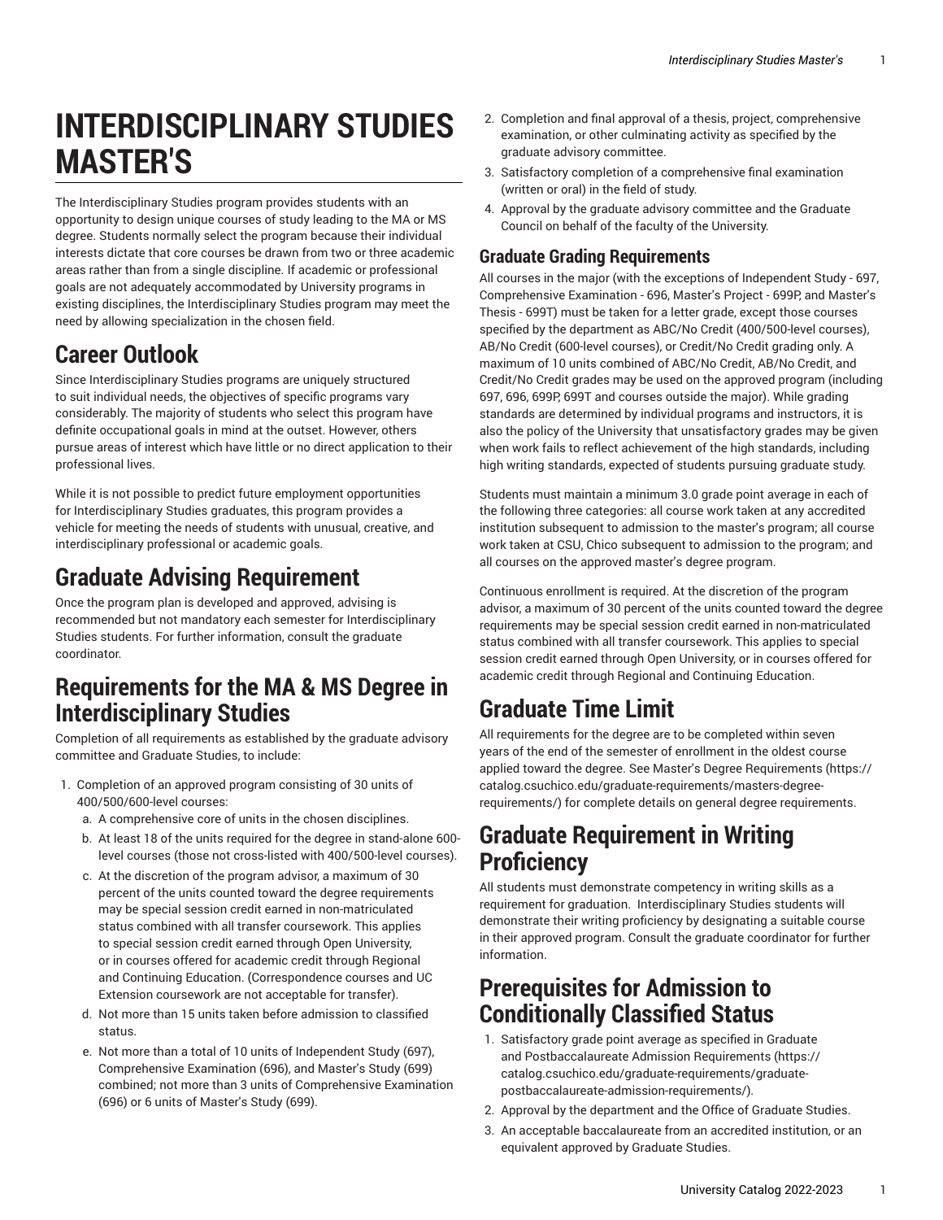# INTERDISCIPLINARY STUDIES MASTER'S

The Interdisciplinary Studies program provides students with an opportunity to design unique courses of study leading to the MA or MS degree. Students normally select the program because their individual interests dictate that core courses be drawn from two or three academic areas rather than from a single discipline. If academic or professional goals are not adequately accommodated by University programs in existing disciplines, the Interdisciplinary Studies program may meet the need by allowing specialization in the chosen field.

## Career Outlook

Since Interdisciplinary Studies programs are uniquely structured to suit individual needs, the objectives of specific programs vary considerably. The majority of students who select this program have definite occupational goals in mind at the outset. However, others pursue areas of interest which have little or no direct application to their professional lives.

While it is not possible to predict future employment opportunities for Interdisciplinary Studies graduates, this program provides a vehicle for meeting the needs of students with unusual, creative, and interdisciplinary professional or academic goals.

## Graduate Advising Requirement

Once the program plan is developed and approved, advising is recommended but not mandatory each semester for Interdisciplinary Studies students. For further information, consult the graduate coordinator.

## Requirements for the MA & MS Degree in Interdisciplinary Studies

Completion of all requirements as established by the graduate advisory committee and Graduate Studies, to include:

1. Completion of an approved program consisting of 30 units of 400/500/600-level courses:
   a. A comprehensive core of units in the chosen disciplines.
   b. At least 18 of the units required for the degree in stand-alone 600-level courses (those not cross-listed with 400/500-level courses).
   c. At the discretion of the program advisor, a maximum of 30 percent of the units counted toward the degree requirements may be special session credit earned in non-matriculated status combined with all transfer coursework. This applies to special session credit earned through Open University, or in courses offered for academic credit through Regional and Continuing Education. (Correspondence courses and UC Extension coursework are not acceptable for transfer).
   d. Not more than 15 units taken before admission to classified status.
   e. Not more than a total of 10 units of Independent Study (697), Comprehensive Examination (696), and Master's Study (699) combined; not more than 3 units of Comprehensive Examination (696) or 6 units of Master's Study (699).
2. Completion and final approval of a thesis, project, comprehensive examination, or other culminating activity as specified by the graduate advisory committee.
3. Satisfactory completion of a comprehensive final examination (written or oral) in the field of study.
4. Approval by the graduate advisory committee and the Graduate Council on behalf of the faculty of the University.

### Graduate Grading Requirements

All courses in the major (with the exceptions of Independent Study - 697, Comprehensive Examination - 696, Master's Project - 699P, and Master's Thesis - 699T) must be taken for a letter grade, except those courses specified by the department as ABC/No Credit (400/500-level courses), AB/No Credit (600-level courses), or Credit/No Credit grading only. A maximum of 10 units combined of ABC/No Credit, AB/No Credit, and Credit/No Credit grades may be used on the approved program (including 697, 696, 699P, 699T and courses outside the major). While grading standards are determined by individual programs and instructors, it is also the policy of the University that unsatisfactory grades may be given when work fails to reflect achievement of the high standards, including high writing standards, expected of students pursuing graduate study.

Students must maintain a minimum 3.0 grade point average in each of the following three categories: all course work taken at any accredited institution subsequent to admission to the master's program; all course work taken at CSU, Chico subsequent to admission to the program; and all courses on the approved master's degree program.

Continuous enrollment is required. At the discretion of the program advisor, a maximum of 30 percent of the units counted toward the degree requirements may be special session credit earned in non-matriculated status combined with all transfer coursework. This applies to special session credit earned through Open University, or in courses offered for academic credit through Regional and Continuing Education.

## Graduate Time Limit

All requirements for the degree are to be completed within seven years of the end of the semester of enrollment in the oldest course applied toward the degree. See Master's Degree Requirements (https://catalog.csuchico.edu/graduate-requirements/masters-degree-requirements/) for complete details on general degree requirements.

## Graduate Requirement in Writing Proficiency

All students must demonstrate competency in writing skills as a requirement for graduation. Interdisciplinary Studies students will demonstrate their writing proficiency by designating a suitable course in their approved program. Consult the graduate coordinator for further information.

## Prerequisites for Admission to Conditionally Classified Status

1. Satisfactory grade point average as specified in Graduate and Postbaccalaureate Admission Requirements (https://catalog.csuchico.edu/graduate-requirements/graduate-postbaccalaureate-admission-requirements/).
2. Approval by the department and the Office of Graduate Studies.
3. An acceptable baccalaureate from an accredited institution, or an equivalent approved by Graduate Studies.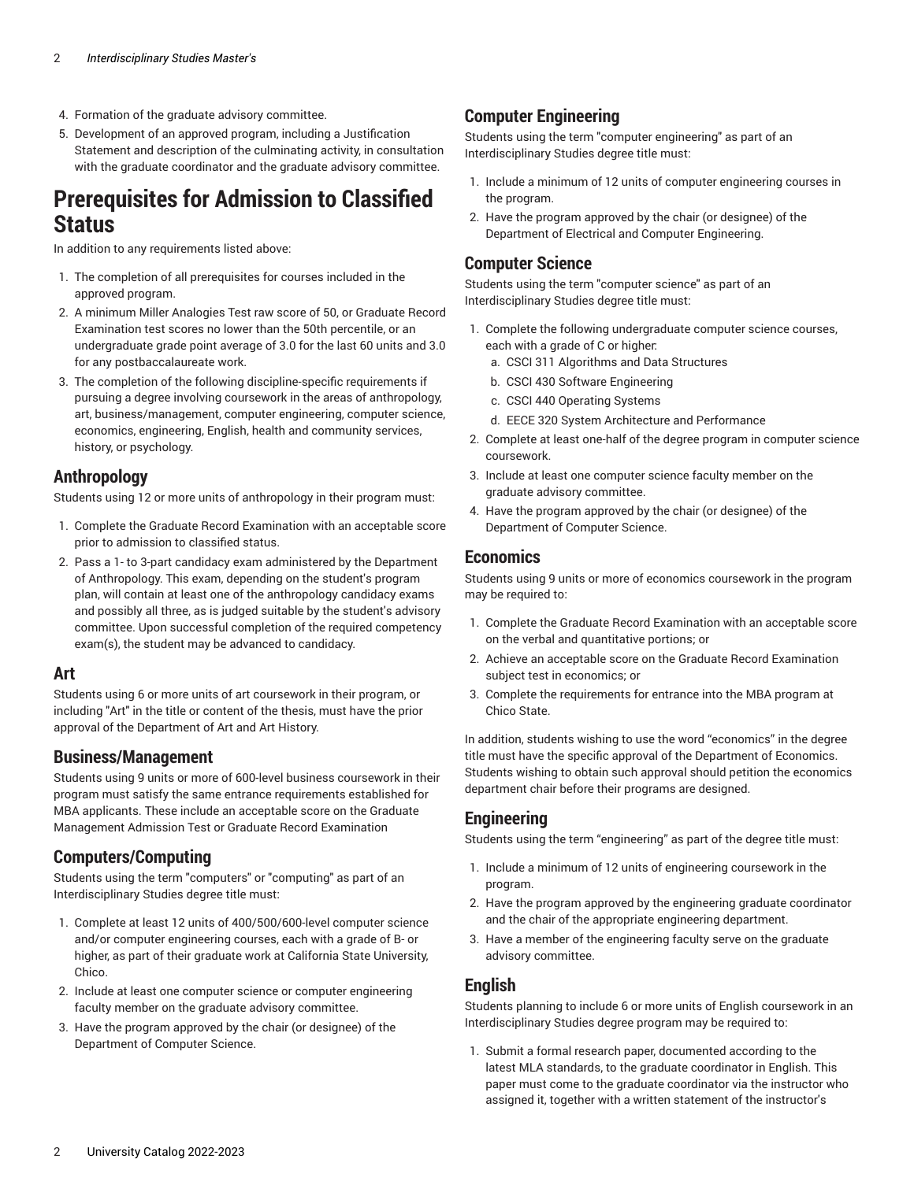4. Formation of the graduate advisory committee.
5. Development of an approved program, including a Justification Statement and description of the culminating activity, in consultation with the graduate coordinator and the graduate advisory committee.

# Prerequisites for Admission to Classified Status

In addition to any requirements listed above:

1. The completion of all prerequisites for courses included in the approved program.
2. A minimum Miller Analogies Test raw score of 50, or Graduate Record Examination test scores no lower than the 50th percentile, or an undergraduate grade point average of 3.0 for the last 60 units and 3.0 for any postbaccalaureate work.
3. The completion of the following discipline-specific requirements if pursuing a degree involving coursework in the areas of anthropology, art, business/management, computer engineering, computer science, economics, engineering, English, health and community services, history, or psychology.

## Anthropology

Students using 12 or more units of anthropology in their program must:

1. Complete the Graduate Record Examination with an acceptable score prior to admission to classified status.
2. Pass a 1- to 3-part candidacy exam administered by the Department of Anthropology. This exam, depending on the student's program plan, will contain at least one of the anthropology candidacy exams and possibly all three, as is judged suitable by the student's advisory committee. Upon successful completion of the required competency exam(s), the student may be advanced to candidacy.

## Art

Students using 6 or more units of art coursework in their program, or including "Art" in the title or content of the thesis, must have the prior approval of the Department of Art and Art History.

## Business/Management

Students using 9 units or more of 600-level business coursework in their program must satisfy the same entrance requirements established for MBA applicants. These include an acceptable score on the Graduate Management Admission Test or Graduate Record Examination

## Computers/Computing

Students using the term "computers" or "computing" as part of an Interdisciplinary Studies degree title must:

1. Complete at least 12 units of 400/500/600-level computer science and/or computer engineering courses, each with a grade of B- or higher, as part of their graduate work at California State University, Chico.
2. Include at least one computer science or computer engineering faculty member on the graduate advisory committee.
3. Have the program approved by the chair (or designee) of the Department of Computer Science.

## Computer Engineering

Students using the term "computer engineering" as part of an Interdisciplinary Studies degree title must:

1. Include a minimum of 12 units of computer engineering courses in the program.
2. Have the program approved by the chair (or designee) of the Department of Electrical and Computer Engineering.

## Computer Science

Students using the term "computer science" as part of an Interdisciplinary Studies degree title must:

1. Complete the following undergraduate computer science courses, each with a grade of C or higher:
   a. CSCI 311 Algorithms and Data Structures
   b. CSCI 430 Software Engineering
   c. CSCI 440 Operating Systems
   d. EECE 320 System Architecture and Performance
2. Complete at least one-half of the degree program in computer science coursework.
3. Include at least one computer science faculty member on the graduate advisory committee.
4. Have the program approved by the chair (or designee) of the Department of Computer Science.

## Economics

Students using 9 units or more of economics coursework in the program may be required to:

1. Complete the Graduate Record Examination with an acceptable score on the verbal and quantitative portions; or
2. Achieve an acceptable score on the Graduate Record Examination subject test in economics; or
3. Complete the requirements for entrance into the MBA program at Chico State.

In addition, students wishing to use the word "economics" in the degree title must have the specific approval of the Department of Economics. Students wishing to obtain such approval should petition the economics department chair before their programs are designed.

## Engineering

Students using the term "engineering" as part of the degree title must:

1. Include a minimum of 12 units of engineering coursework in the program.
2. Have the program approved by the engineering graduate coordinator and the chair of the appropriate engineering department.
3. Have a member of the engineering faculty serve on the graduate advisory committee.

## English

Students planning to include 6 or more units of English coursework in an Interdisciplinary Studies degree program may be required to:

1. Submit a formal research paper, documented according to the latest MLA standards, to the graduate coordinator in English. This paper must come to the graduate coordinator via the instructor who assigned it, together with a written statement of the instructor's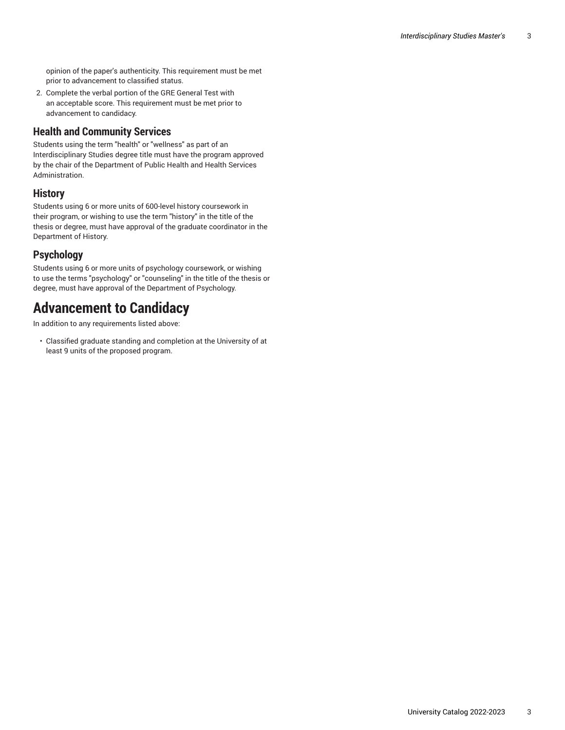opinion of the paper's authenticity. This requirement must be met prior to advancement to classified status.

2. Complete the verbal portion of the GRE General Test with an acceptable score. This requirement must be met prior to advancement to candidacy.

### Health and Community Services

Students using the term "health" or "wellness" as part of an Interdisciplinary Studies degree title must have the program approved by the chair of the Department of Public Health and Health Services Administration.

### History

Students using 6 or more units of 600-level history coursework in their program, or wishing to use the term "history" in the title of the thesis or degree, must have approval of the graduate coordinator in the Department of History.

### Psychology

Students using 6 or more units of psychology coursework, or wishing to use the terms "psychology" or "counseling" in the title of the thesis or degree, must have approval of the Department of Psychology.

## Advancement to Candidacy

In addition to any requirements listed above:

- Classified graduate standing and completion at the University of at least 9 units of the proposed program.